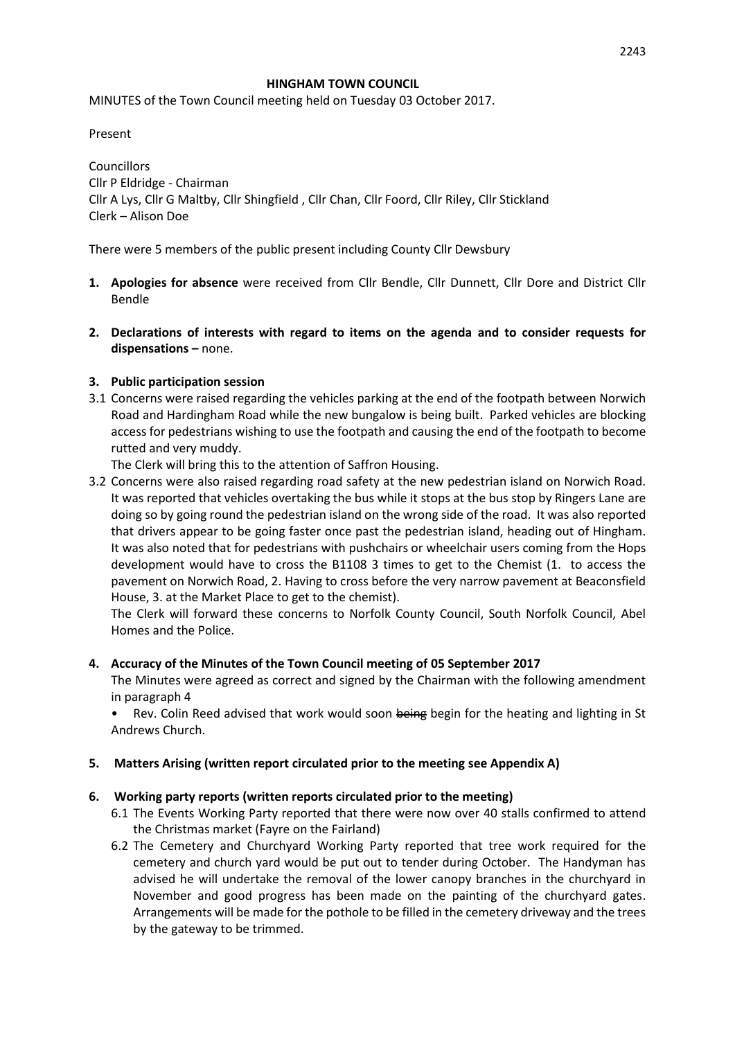**HINGHAM TOWN COUNCIL**

MINUTES of the Town Council meeting held on Tuesday 03 October 2017.

Present

Councillors
Cllr P Eldridge - Chairman
Cllr A Lys, Cllr G Maltby, Cllr Shingfield , Cllr Chan, Cllr Foord, Cllr Riley, Cllr Stickland
Clerk – Alison Doe

There were 5 members of the public present including County Cllr Dewsbury

1. **Apologies for absence** were received from Cllr Bendle, Cllr Dunnett, Cllr Dore and District Cllr Bendle

2. **Declarations of interests with regard to items on the agenda and to consider requests for dispensations –** none.

3. **Public participation session**

3.1 Concerns were raised regarding the vehicles parking at the end of the footpath between Norwich Road and Hardingham Road while the new bungalow is being built. Parked vehicles are blocking access for pedestrians wishing to use the footpath and causing the end of the footpath to become rutted and very muddy.
The Clerk will bring this to the attention of Saffron Housing.

3.2 Concerns were also raised regarding road safety at the new pedestrian island on Norwich Road. It was reported that vehicles overtaking the bus while it stops at the bus stop by Ringers Lane are doing so by going round the pedestrian island on the wrong side of the road. It was also reported that drivers appear to be going faster once past the pedestrian island, heading out of Hingham. It was also noted that for pedestrians with pushchairs or wheelchair users coming from the Hops development would have to cross the B1108 3 times to get to the Chemist (1. to access the pavement on Norwich Road, 2. Having to cross before the very narrow pavement at Beaconsfield House, 3. at the Market Place to get to the chemist).
The Clerk will forward these concerns to Norfolk County Council, South Norfolk Council, Abel Homes and the Police.

4. **Accuracy of the Minutes of the Town Council meeting of 05 September 2017**
The Minutes were agreed as correct and signed by the Chairman with the following amendment in paragraph 4
   - Rev. Colin Reed advised that work would soon ~~being~~ begin for the heating and lighting in St Andrews Church.

5. **Matters Arising (written report circulated prior to the meeting see Appendix A)**

6. **Working party reports (written reports circulated prior to the meeting)**
   6.1 The Events Working Party reported that there were now over 40 stalls confirmed to attend the Christmas market (Fayre on the Fairland)
   6.2 The Cemetery and Churchyard Working Party reported that tree work required for the cemetery and church yard would be put out to tender during October. The Handyman has advised he will undertake the removal of the lower canopy branches in the churchyard in November and good progress has been made on the painting of the churchyard gates. Arrangements will be made for the pothole to be filled in the cemetery driveway and the trees by the gateway to be trimmed.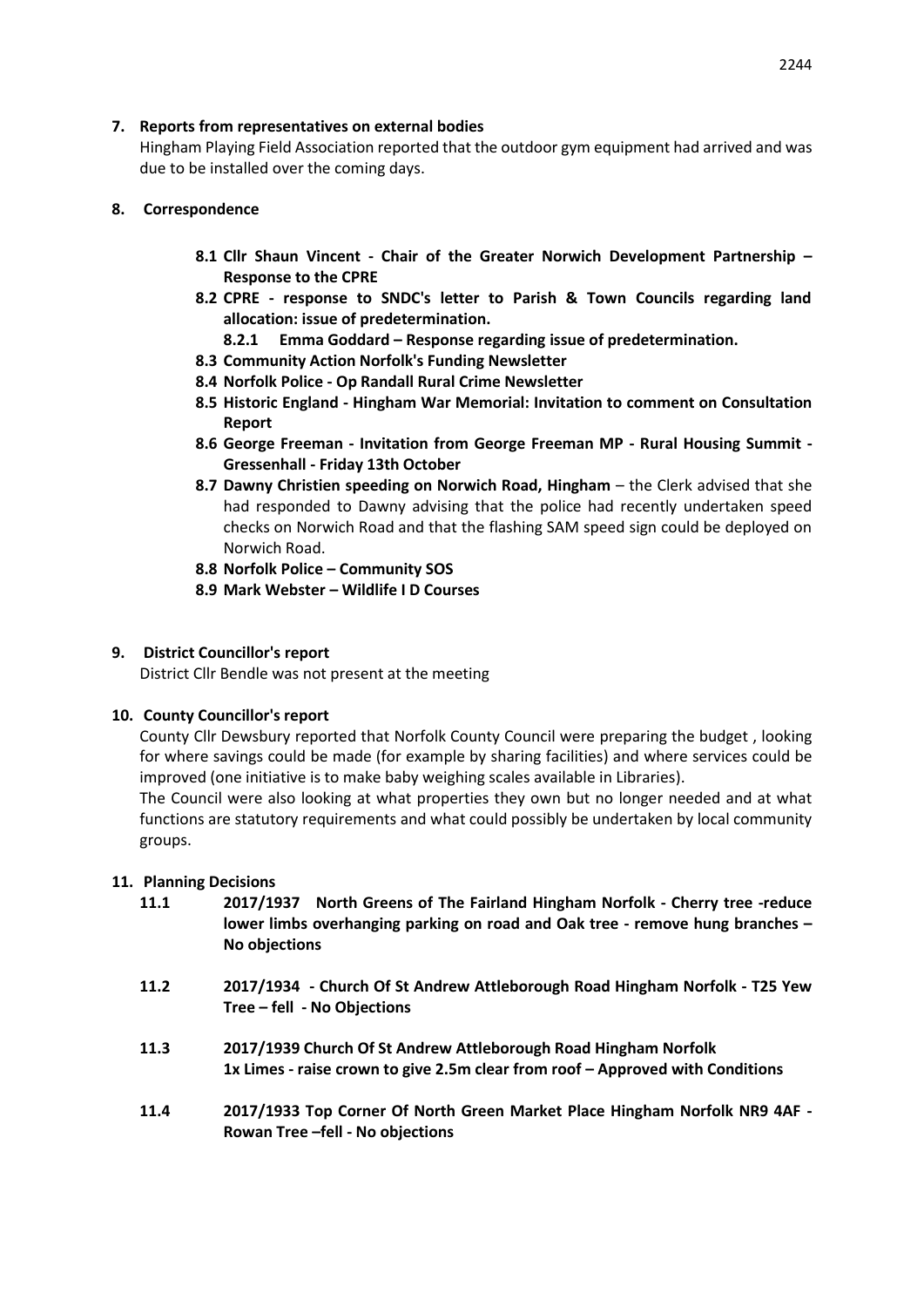**7. Reports from representatives on external bodies**

Hingham Playing Field Association reported that the outdoor gym equipment had arrived and was due to be installed over the coming days.

**8. Correspondence**

- **8.1 Cllr Shaun Vincent - Chair of the Greater Norwich Development Partnership – Response to the CPRE**
- **8.2 CPRE - response to SNDC's letter to Parish & Town Councils regarding land allocation: issue of predetermination.**
  - **8.2.1 Emma Goddard – Response regarding issue of predetermination.**
- **8.3 Community Action Norfolk's Funding Newsletter**
- **8.4 Norfolk Police - Op Randall Rural Crime Newsletter**
- **8.5 Historic England - Hingham War Memorial: Invitation to comment on Consultation Report**
- **8.6 George Freeman - Invitation from George Freeman MP - Rural Housing Summit - Gressenhall - Friday 13th October**
- **8.7 Dawny Christien speeding on Norwich Road, Hingham** – the Clerk advised that she had responded to Dawny advising that the police had recently undertaken speed checks on Norwich Road and that the flashing SAM speed sign could be deployed on Norwich Road.
- **8.8 Norfolk Police – Community SOS**
- **8.9 Mark Webster – Wildlife I D Courses**

**9. District Councillor's report**

District Cllr Bendle was not present at the meeting

**10. County Councillor's report**

County Cllr Dewsbury reported that Norfolk County Council were preparing the budget , looking for where savings could be made (for example by sharing facilities) and where services could be improved (one initiative is to make baby weighing scales available in Libraries).

The Council were also looking at what properties they own but no longer needed and at what functions are statutory requirements and what could possibly be undertaken by local community groups.

**11. Planning Decisions**

- **11.1 2017/1937 North Greens of The Fairland Hingham Norfolk - Cherry tree -reduce lower limbs overhanging parking on road and Oak tree - remove hung branches – No objections**
- **11.2 2017/1934 - Church Of St Andrew Attleborough Road Hingham Norfolk - T25 Yew Tree – fell - No Objections**
- **11.3 2017/1939 Church Of St Andrew Attleborough Road Hingham Norfolk 1x Limes - raise crown to give 2.5m clear from roof – Approved with Conditions**
- **11.4 2017/1933 Top Corner Of North Green Market Place Hingham Norfolk NR9 4AF - Rowan Tree –fell - No objections**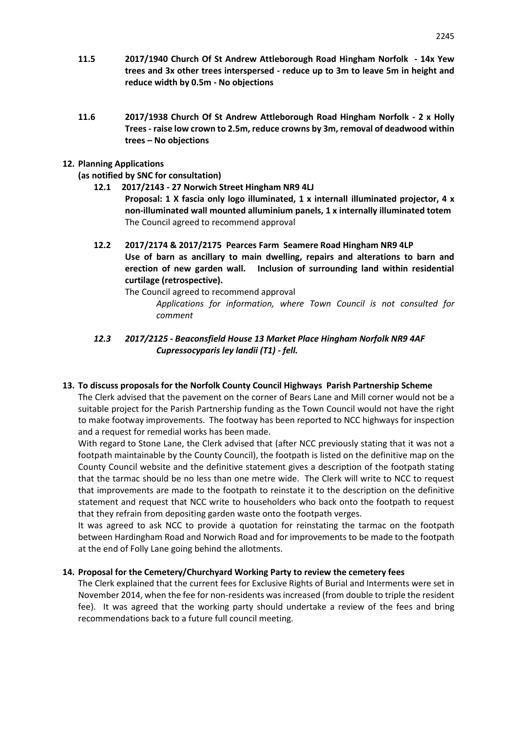**11.5 2017/1940 Church Of St Andrew Attleborough Road Hingham Norfolk - 14x Yew trees and 3x other trees interspersed - reduce up to 3m to leave 5m in height and reduce width by 0.5m - No objections**

**11.6 2017/1938 Church Of St Andrew Attleborough Road Hingham Norfolk - 2 x Holly Trees - raise low crown to 2.5m, reduce crowns by 3m, removal of deadwood within trees – No objections**

## 12. Planning Applications

**(as notified by SNC for consultation)**

**12.1 2017/2143 - 27 Norwich Street Hingham NR9 4LJ**

**Proposal: 1 X fascia only logo illuminated, 1 x internall illuminated projector, 4 x non-illuminated wall mounted alluminium panels, 1 x internally illuminated totem**

The Council agreed to recommend approval

**12.2 2017/2174 & 2017/2175 Pearces Farm Seamere Road Hingham NR9 4LP**

**Use of barn as ancillary to main dwelling, repairs and alterations to barn and erection of new garden wall. Inclusion of surrounding land within residential curtilage (retrospective).**

The Council agreed to recommend approval

*Applications for information, where Town Council is not consulted for comment*

***12.3 2017/2125 - Beaconsfield House 13 Market Place Hingham Norfolk NR9 4AF Cupressocyparis ley landii (T1) - fell.***

## 13. To discuss proposals for the Norfolk County Council Highways Parish Partnership Scheme

The Clerk advised that the pavement on the corner of Bears Lane and Mill corner would not be a suitable project for the Parish Partnership funding as the Town Council would not have the right to make footway improvements. The footway has been reported to NCC highways for inspection and a request for remedial works has been made.

With regard to Stone Lane, the Clerk advised that (after NCC previously stating that it was not a footpath maintainable by the County Council), the footpath is listed on the definitive map on the County Council website and the definitive statement gives a description of the footpath stating that the tarmac should be no less than one metre wide. The Clerk will write to NCC to request that improvements are made to the footpath to reinstate it to the description on the definitive statement and request that NCC write to householders who back onto the footpath to request that they refrain from depositing garden waste onto the footpath verges.

It was agreed to ask NCC to provide a quotation for reinstating the tarmac on the footpath between Hardingham Road and Norwich Road and for improvements to be made to the footpath at the end of Folly Lane going behind the allotments.

## 14. Proposal for the Cemetery/Churchyard Working Party to review the cemetery fees

The Clerk explained that the current fees for Exclusive Rights of Burial and Interments were set in November 2014, when the fee for non-residents was increased (from double to triple the resident fee). It was agreed that the working party should undertake a review of the fees and bring recommendations back to a future full council meeting.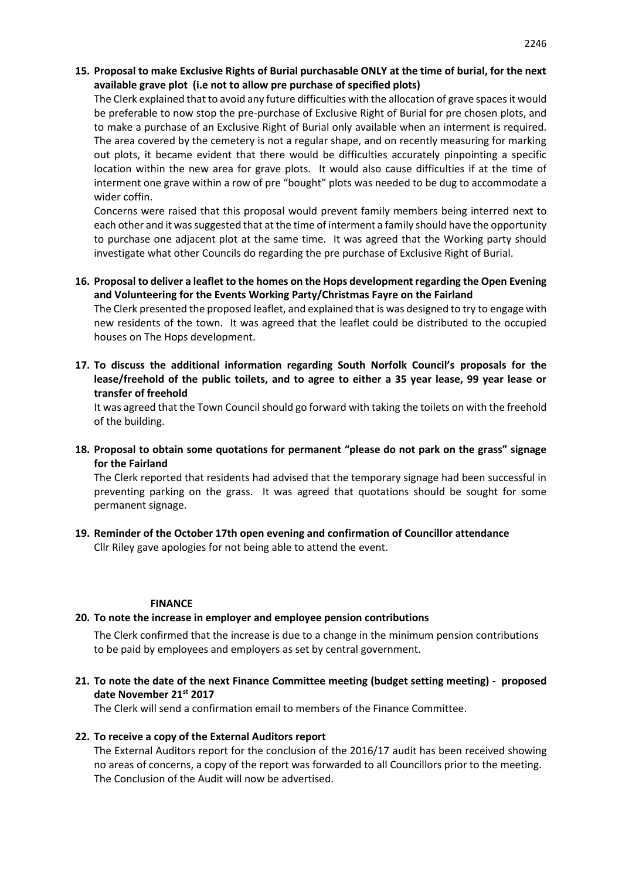**15. Proposal to make Exclusive Rights of Burial purchasable ONLY at the time of burial, for the next available grave plot (i.e not to allow pre purchase of specified plots)**

The Clerk explained that to avoid any future difficulties with the allocation of grave spaces it would be preferable to now stop the pre-purchase of Exclusive Right of Burial for pre chosen plots, and to make a purchase of an Exclusive Right of Burial only available when an interment is required. The area covered by the cemetery is not a regular shape, and on recently measuring for marking out plots, it became evident that there would be difficulties accurately pinpointing a specific location within the new area for grave plots. It would also cause difficulties if at the time of interment one grave within a row of pre "bought" plots was needed to be dug to accommodate a wider coffin.

Concerns were raised that this proposal would prevent family members being interred next to each other and it was suggested that at the time of interment a family should have the opportunity to purchase one adjacent plot at the same time. It was agreed that the Working party should investigate what other Councils do regarding the pre purchase of Exclusive Right of Burial.

**16. Proposal to deliver a leaflet to the homes on the Hops development regarding the Open Evening and Volunteering for the Events Working Party/Christmas Fayre on the Fairland**

The Clerk presented the proposed leaflet, and explained that is was designed to try to engage with new residents of the town. It was agreed that the leaflet could be distributed to the occupied houses on The Hops development.

**17. To discuss the additional information regarding South Norfolk Council's proposals for the lease/freehold of the public toilets, and to agree to either a 35 year lease, 99 year lease or transfer of freehold**

It was agreed that the Town Council should go forward with taking the toilets on with the freehold of the building.

**18. Proposal to obtain some quotations for permanent "please do not park on the grass" signage for the Fairland**

The Clerk reported that residents had advised that the temporary signage had been successful in preventing parking on the grass. It was agreed that quotations should be sought for some permanent signage.

**19. Reminder of the October 17th open evening and confirmation of Councillor attendance**

Cllr Riley gave apologies for not being able to attend the event.

**FINANCE**

**20. To note the increase in employer and employee pension contributions**

The Clerk confirmed that the increase is due to a change in the minimum pension contributions to be paid by employees and employers as set by central government.

**21. To note the date of the next Finance Committee meeting (budget setting meeting) - proposed date November 21st 2017**

The Clerk will send a confirmation email to members of the Finance Committee.

**22. To receive a copy of the External Auditors report**

The External Auditors report for the conclusion of the 2016/17 audit has been received showing no areas of concerns, a copy of the report was forwarded to all Councillors prior to the meeting. The Conclusion of the Audit will now be advertised.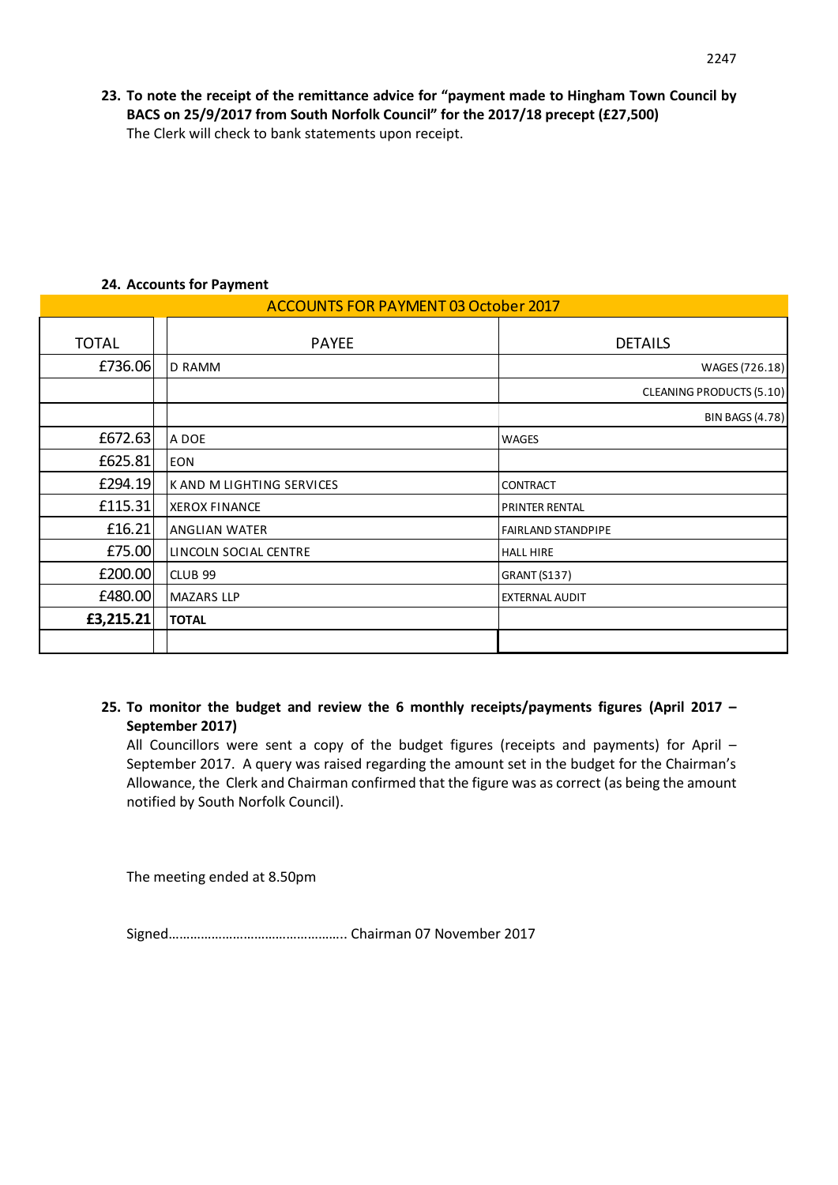**23. To note the receipt of the remittance advice for "payment made to Hingham Town Council by BACS on 25/9/2017 from South Norfolk Council" for the 2017/18 precept (£27,500)**
The Clerk will check to bank statements upon receipt.

**24. Accounts for Payment**

| ACCOUNTS FOR PAYMENT 03 October 2017 | | | |
|---|---|---|---|
| TOTAL | | PAYEE | DETAILS |
| £736.06 | | D RAMM | WAGES (726.18) |
| | | | CLEANING PRODUCTS (5.10) |
| | | | BIN BAGS (4.78) |
| £672.63 | | A DOE | WAGES |
| £625.81 | | EON | |
| £294.19 | | K AND M LIGHTING SERVICES | CONTRACT |
| £115.31 | | XEROX FINANCE | PRINTER RENTAL |
| £16.21 | | ANGLIAN WATER | FAIRLAND STANDPIPE |
| £75.00 | | LINCOLN SOCIAL CENTRE | HALL HIRE |
| £200.00 | | CLUB 99 | GRANT (S137) |
| £480.00 | | MAZARS LLP | EXTERNAL AUDIT |
| **£3,215.21** | | **TOTAL** | |
| | | | |

**25. To monitor the budget and review the 6 monthly receipts/payments figures (April 2017 – September 2017)**
All Councillors were sent a copy of the budget figures (receipts and payments) for April – September 2017. A query was raised regarding the amount set in the budget for the Chairman's Allowance, the Clerk and Chairman confirmed that the figure was as correct (as being the amount notified by South Norfolk Council).

The meeting ended at 8.50pm

Signed………………………………………….. Chairman 07 November 2017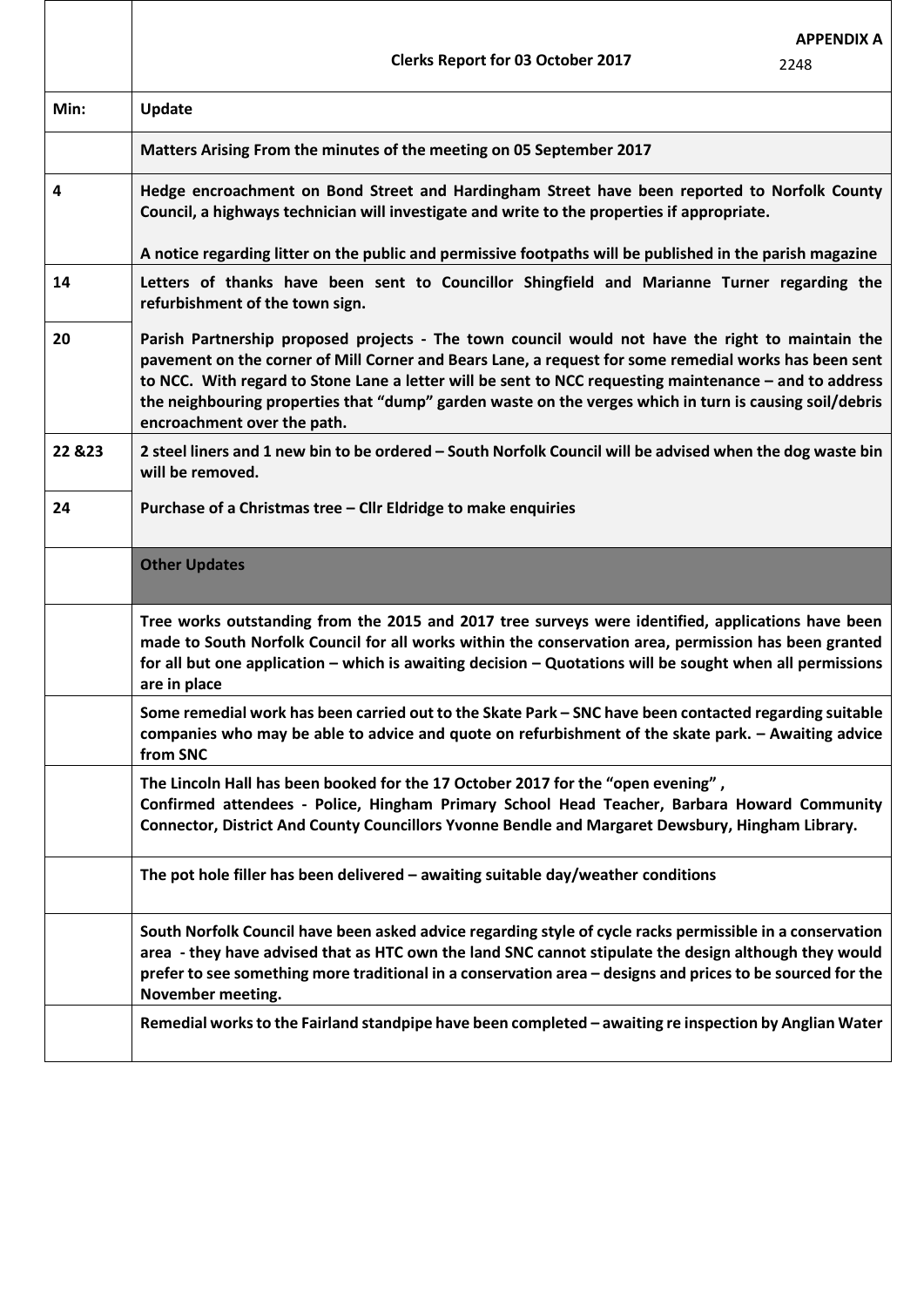| | **Clerks Report for 03 October 2017** **APPENDIX A** 2248 |
|---|---|
| **Min:** | **Update** |
| | **Matters Arising From the minutes of the meeting on 05 September 2017** |
| **4** | **Hedge encroachment on Bond Street and Hardingham Street have been reported to Norfolk County Council, a highways technician will investigate and write to the properties if appropriate.**<br><br>**A notice regarding litter on the public and permissive footpaths will be published in the parish magazine** |
| **14** | **Letters of thanks have been sent to Councillor Shingfield and Marianne Turner regarding the refurbishment of the town sign.** |
| **20** | **Parish Partnership proposed projects - The town council would not have the right to maintain the pavement on the corner of Mill Corner and Bears Lane, a request for some remedial works has been sent to NCC. With regard to Stone Lane a letter will be sent to NCC requesting maintenance – and to address the neighbouring properties that "dump" garden waste on the verges which in turn is causing soil/debris encroachment over the path.** |
| **22 &23** | **2 steel liners and 1 new bin to be ordered – South Norfolk Council will be advised when the dog waste bin will be removed.** |
| **24** | **Purchase of a Christmas tree – Cllr Eldridge to make enquiries** |
| | **Other Updates** |
| | **Tree works outstanding from the 2015 and 2017 tree surveys were identified, applications have been made to South Norfolk Council for all works within the conservation area, permission has been granted for all but one application – which is awaiting decision – Quotations will be sought when all permissions are in place** |
| | **Some remedial work has been carried out to the Skate Park – SNC have been contacted regarding suitable companies who may be able to advice and quote on refurbishment of the skate park. – Awaiting advice from SNC** |
| | **The Lincoln Hall has been booked for the 17 October 2017 for the "open evening" ,**<br>**Confirmed attendees - Police, Hingham Primary School Head Teacher, Barbara Howard Community Connector, District And County Councillors Yvonne Bendle and Margaret Dewsbury, Hingham Library.** |
| | **The pot hole filler has been delivered – awaiting suitable day/weather conditions** |
| | **South Norfolk Council have been asked advice regarding style of cycle racks permissible in a conservation area - they have advised that as HTC own the land SNC cannot stipulate the design although they would prefer to see something more traditional in a conservation area – designs and prices to be sourced for the November meeting.** |
| | **Remedial works to the Fairland standpipe have been completed – awaiting re inspection by Anglian Water** |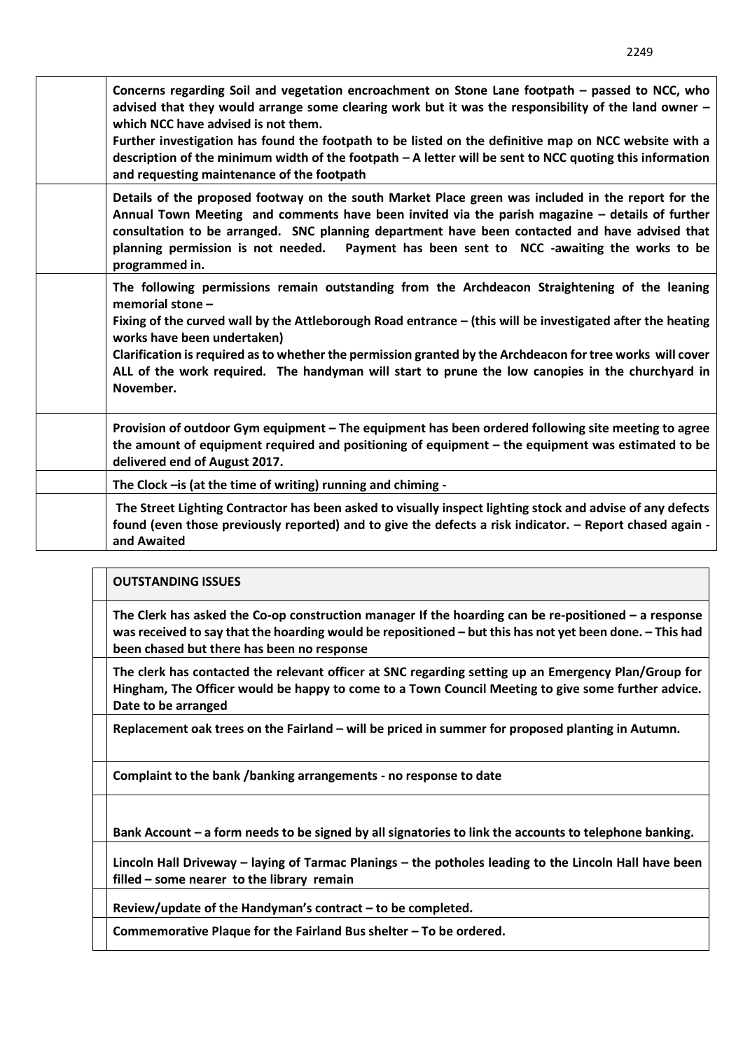| | |
|---|---|
| | **Concerns regarding Soil and vegetation encroachment on Stone Lane footpath – passed to NCC, who advised that they would arrange some clearing work but it was the responsibility of the land owner – which NCC have advised is not them.** **Further investigation has found the footpath to be listed on the definitive map on NCC website with a description of the minimum width of the footpath – A letter will be sent to NCC quoting this information and requesting maintenance of the footpath** |
| | **Details of the proposed footway on the south Market Place green was included in the report for the Annual Town Meeting and comments have been invited via the parish magazine – details of further consultation to be arranged. SNC planning department have been contacted and have advised that planning permission is not needed. Payment has been sent to NCC -awaiting the works to be programmed in.** |
| | **The following permissions remain outstanding from the Archdeacon Straightening of the leaning memorial stone –** **Fixing of the curved wall by the Attleborough Road entrance – (this will be investigated after the heating works have been undertaken)** **Clarification is required as to whether the permission granted by the Archdeacon for tree works will cover ALL of the work required. The handyman will start to prune the low canopies in the churchyard in November.** |
| | **Provision of outdoor Gym equipment – The equipment has been ordered following site meeting to agree the amount of equipment required and positioning of equipment – the equipment was estimated to be delivered end of August 2017.** |
| | **The Clock –is (at the time of writing) running and chiming -** |
| | **The Street Lighting Contractor has been asked to visually inspect lighting stock and advise of any defects found (even those previously reported) and to give the defects a risk indicator. – Report chased again - and Awaited** |

| | **OUTSTANDING ISSUES** |
|---|---|
| | **The Clerk has asked the Co-op construction manager If the hoarding can be re-positioned – a response was received to say that the hoarding would be repositioned – but this has not yet been done. – This had been chased but there has been no response** |
| | **The clerk has contacted the relevant officer at SNC regarding setting up an Emergency Plan/Group for Hingham, The Officer would be happy to come to a Town Council Meeting to give some further advice. Date to be arranged** |
| | **Replacement oak trees on the Fairland – will be priced in summer for proposed planting in Autumn.** |
| | **Complaint to the bank /banking arrangements - no response to date** |
| | **Bank Account – a form needs to be signed by all signatories to link the accounts to telephone banking.** |
| | **Lincoln Hall Driveway – laying of Tarmac Planings – the potholes leading to the Lincoln Hall have been filled – some nearer to the library remain** |
| | **Review/update of the Handyman's contract – to be completed.** |
| | **Commemorative Plaque for the Fairland Bus shelter – To be ordered.** |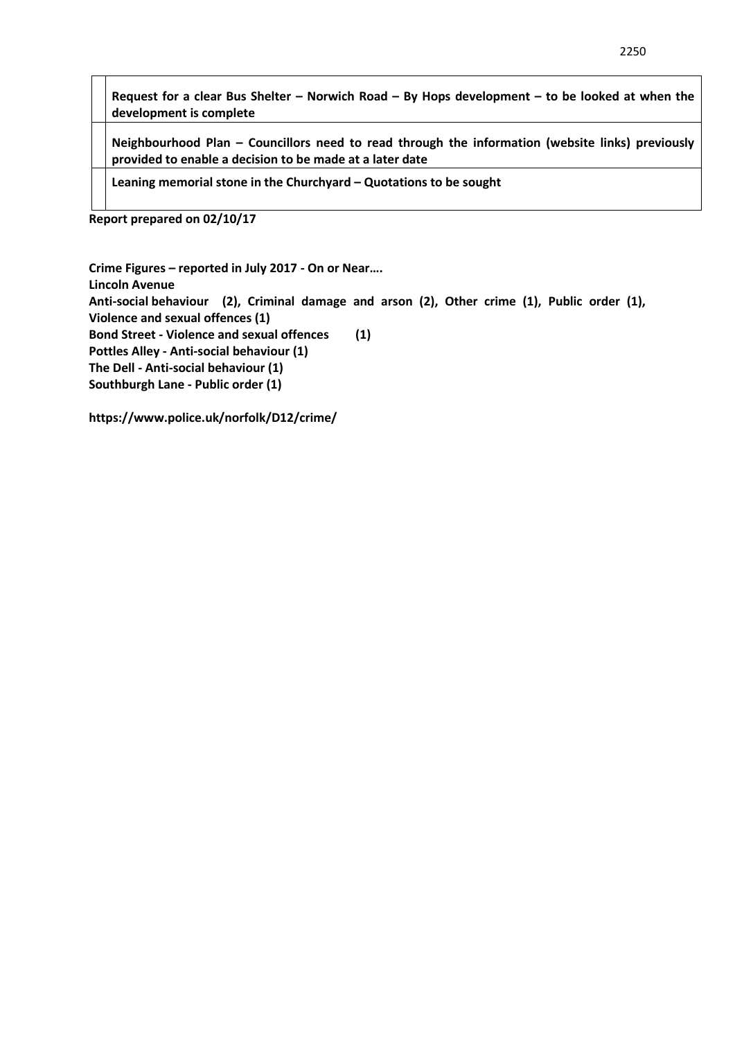| | |
|---|---|
| | **Request for a clear Bus Shelter – Norwich Road – By Hops development – to be looked at when the development is complete** |
| | **Neighbourhood Plan – Councillors need to read through the information (website links) previously provided to enable a decision to be made at a later date** |
| | **Leaning memorial stone in the Churchyard – Quotations to be sought** |

**Report prepared on 02/10/17**

**Crime Figures – reported in July 2017 - On or Near….**
**Lincoln Avenue**
**Anti-social behaviour (2), Criminal damage and arson (2), Other crime (1), Public order (1), Violence and sexual offences (1)**
**Bond Street - Violence and sexual offences (1)**
**Pottles Alley - Anti-social behaviour (1)**
**The Dell - Anti-social behaviour (1)**
**Southburgh Lane - Public order (1)**

**https://www.police.uk/norfolk/D12/crime/**